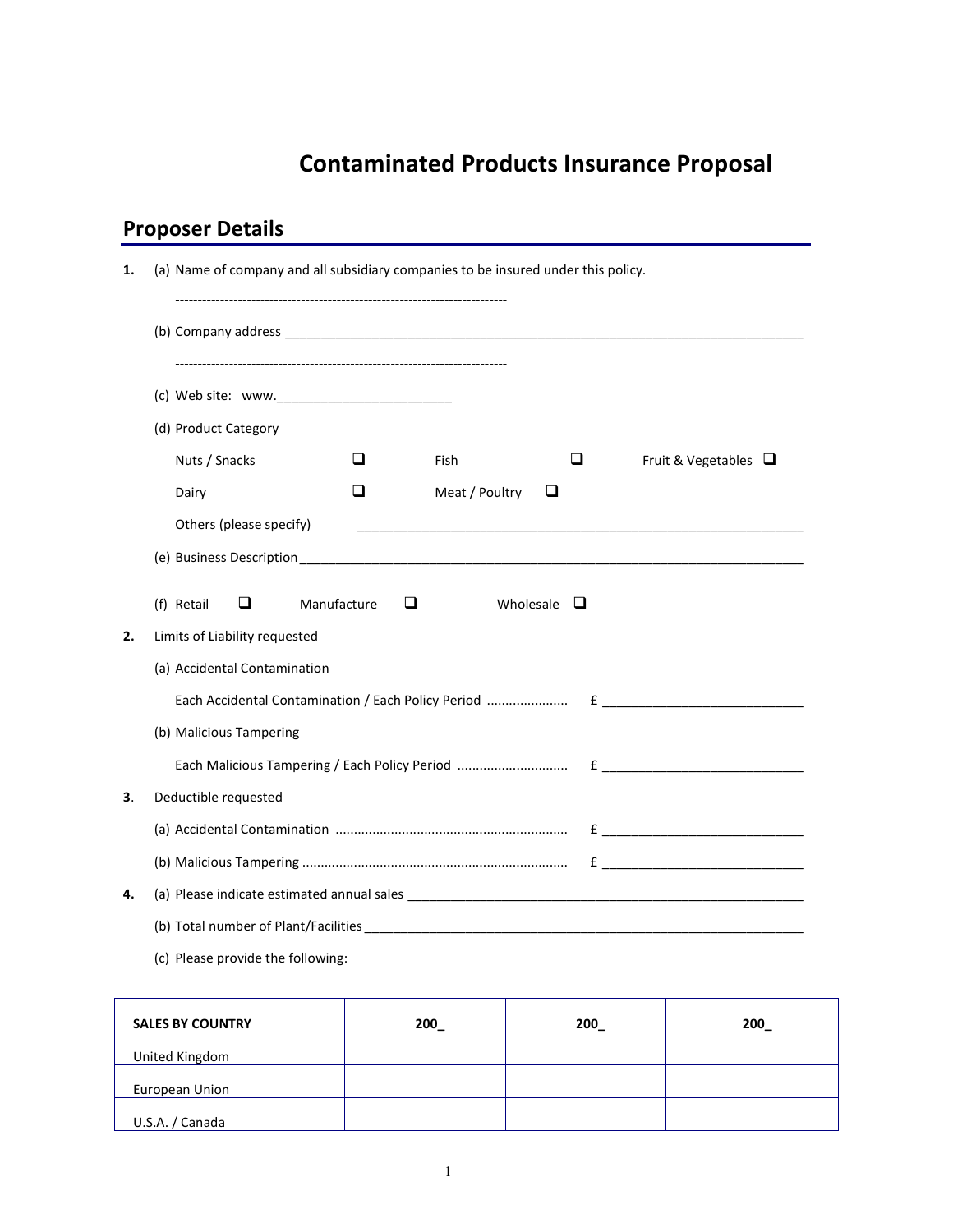# Contaminated Products Insurance Proposal

## Proposer Details

**1.** (a) Name of company and all subsidiary companies to be insured under this policy.

--------------------------------------------------------------------------

(b) Company address ___________________________________________________________________________

--------------------------------------------------------------------------

(c) Web site: www.________________________

(d) Product Category

Nuts / Snacks ❑ Fish ❑ Fruit & Vegetables ❑

Dairy ❑ Meat / Poultry ❑

Others (please specify) ______________________________________________________________

(e) Business Description_______________________________________________________________________

(f) Retail ❑ Manufacture ❑ Wholesale ❑

**2.** Limits of Liability requested

(a) Accidental Contamination

Each Accidental Contamination / Each Policy Period ..................... £ ___________________________

(b) Malicious Tampering

Each Malicious Tampering / Each Policy Period ............................. £ ___________________________

**3**. Deductible requested

(a) Accidental Contamination ............................................................. £ ___________________________

(b) Malicious Tampering ...................................................................... £ ___________________________

**4.** (a) Please indicate estimated annual sales ________________________________________________________

(b) Total number of Plant/Facilities ______________________________________________________________

(c) Please provide the following:

| SALES BY COUNTRY | 200_ | 200_ | 200_ |
|---|---|---|---|
| United Kingdom | | | |
| European Union | | | |
| U.S.A. / Canada | | | |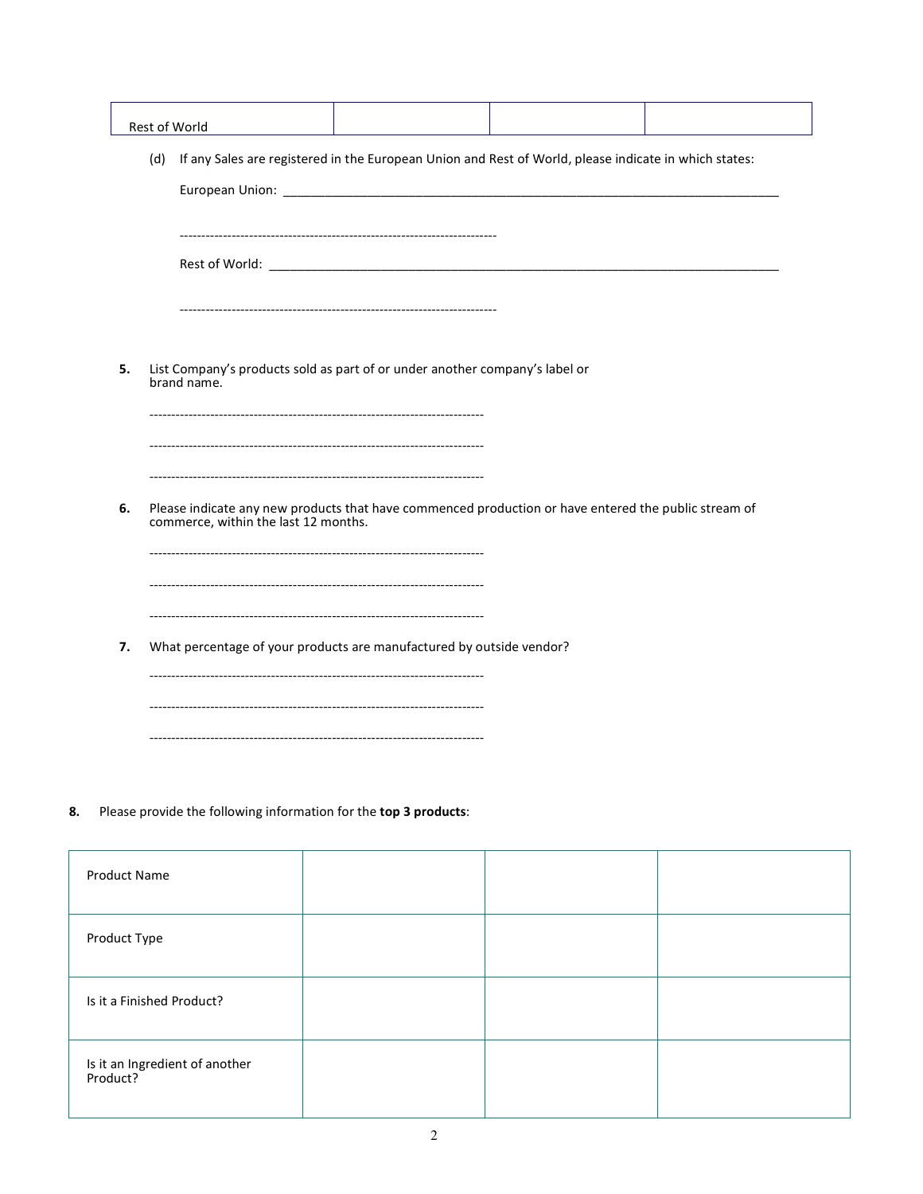| Rest of World | | | |
|---|---|---|---|

(d) If any Sales are registered in the European Union and Rest of World, please indicate in which states:

European Union: ___________________________________________________________________________

------------------------------------------------------------------------

Rest of World: ____________________________________________________________________________

------------------------------------------------------------------------

**5.** List Company's products sold as part of or under another company's label or brand name.

------------------------------------------------------------------------

------------------------------------------------------------------------

------------------------------------------------------------------------

**6.** Please indicate any new products that have commenced production or have entered the public stream of commerce, within the last 12 months.

------------------------------------------------------------------------

------------------------------------------------------------------------

------------------------------------------------------------------------

**7.** What percentage of your products are manufactured by outside vendor?

------------------------------------------------------------------------

------------------------------------------------------------------------

------------------------------------------------------------------------

**8.** Please provide the following information for the **top 3 products**:

| Product Name | | | |
|---|---|---|---|
| Product Type | | | |
| Is it a Finished Product? | | | |
| Is it an Ingredient of another Product? | | | |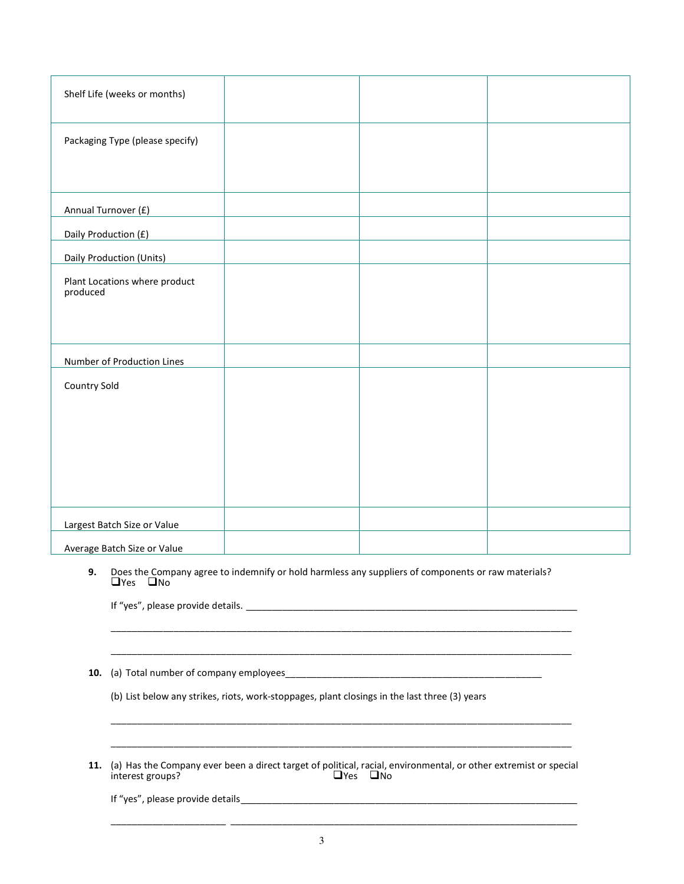| | | | |
|---|---|---|---|
| Shelf Life (weeks or months) | | | |
| Packaging Type (please specify) | | | |
| Annual Turnover (£) | | | |
| Daily Production (£) | | | |
| Daily Production (Units) | | | |
| Plant Locations where product produced | | | |
| Number of Production Lines | | | |
| Country Sold | | | |
| Largest Batch Size or Value | | | |
| Average Batch Size or Value | | | |

**9.** Does the Company agree to indemnify or hold harmless any suppliers of components or raw materials?
❑Yes ❑No

If "yes", please provide details. ______________________________________________________________

______________________________________________________________________________________

______________________________________________________________________________________

**10.** (a) Total number of company employees_______________________________________________

(b) List below any strikes, riots, work-stoppages, plant closings in the last three (3) years

______________________________________________________________________________________

______________________________________________________________________________________

**11.** (a) Has the Company ever been a direct target of political, racial, environmental, or other extremist or special interest groups? ❑Yes ❑No

If "yes", please provide details______________________________________________________________

______________________ ___________________________________________________________________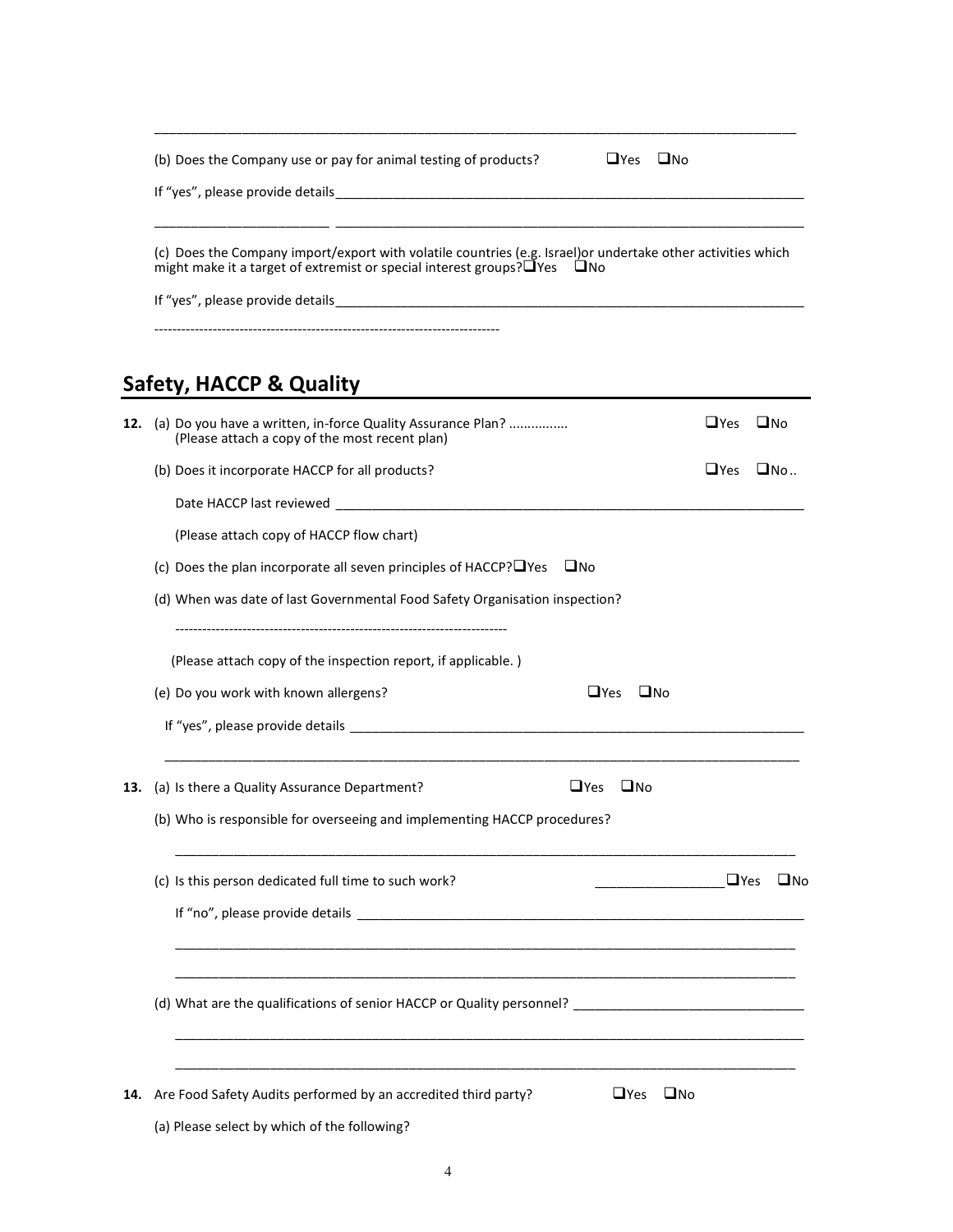\_\_\_\_\_\_\_\_\_\_\_\_\_\_\_\_\_\_\_\_\_\_\_\_\_\_\_\_\_\_\_\_\_\_\_\_\_\_\_\_\_\_\_\_\_\_\_\_\_\_\_\_\_\_\_\_\_\_\_\_\_\_\_\_\_\_\_\_\_\_\_\_\_\_\_\_\_\_\_\_

(b) Does the Company use or pay for animal testing of products? ❑Yes ❑No

If "yes", please provide details\_\_\_\_\_\_\_\_\_\_\_\_\_\_\_\_\_\_\_\_\_\_\_\_\_\_\_\_\_\_\_\_\_\_\_\_\_\_\_\_\_\_\_\_\_\_\_\_\_\_\_\_\_\_\_\_

\_\_\_\_\_\_\_\_\_\_\_\_\_\_\_\_\_\_\_\_\_\_ \_\_\_\_\_\_\_\_\_\_\_\_\_\_\_\_\_\_\_\_\_\_\_\_\_\_\_\_\_\_\_\_\_\_\_\_\_\_\_\_\_\_\_\_\_\_\_\_\_\_\_\_\_\_\_\_\_\_

(c) Does the Company import/export with volatile countries (e.g. Israel)or undertake other activities which might make it a target of extremist or special interest groups?❑Yes ❑No

If "yes", please provide details\_\_\_\_\_\_\_\_\_\_\_\_\_\_\_\_\_\_\_\_\_\_\_\_\_\_\_\_\_\_\_\_\_\_\_\_\_\_\_\_\_\_\_\_\_\_\_\_\_\_\_\_\_\_\_\_

----------------------------------------------------------------------------

## Safety, HACCP & Quality

**12.** (a) Do you have a written, in-force Quality Assurance Plan? ................ ❑Yes ❑No
(Please attach a copy of the most recent plan)

(b) Does it incorporate HACCP for all products? ❑Yes ❑No..

Date HACCP last reviewed \_\_\_\_\_\_\_\_\_\_\_\_\_\_\_\_\_\_\_\_\_\_\_\_\_\_\_\_\_\_\_\_\_\_\_\_\_\_\_\_\_\_\_\_\_\_\_\_\_\_\_\_\_\_\_\_

(Please attach copy of HACCP flow chart)

(c) Does the plan incorporate all seven principles of HACCP?❑Yes ❑No

(d) When was date of last Governmental Food Safety Organisation inspection?

--------------------------------------------------------------------------

(Please attach copy of the inspection report, if applicable. )

(e) Do you work with known allergens? ❑Yes ❑No

If "yes", please provide details \_\_\_\_\_\_\_\_\_\_\_\_\_\_\_\_\_\_\_\_\_\_\_\_\_\_\_\_\_\_\_\_\_\_\_\_\_\_\_\_\_\_\_\_\_\_\_\_\_\_\_\_\_\_\_\_

\_\_\_\_\_\_\_\_\_\_\_\_\_\_\_\_\_\_\_\_\_\_\_\_\_\_\_\_\_\_\_\_\_\_\_\_\_\_\_\_\_\_\_\_\_\_\_\_\_\_\_\_\_\_\_\_\_\_\_\_\_\_\_\_\_\_\_\_\_\_\_\_\_\_\_\_\_\_\_\_

**13.** (a) Is there a Quality Assurance Department? ❑Yes ❑No

(b) Who is responsible for overseeing and implementing HACCP procedures?

\_\_\_\_\_\_\_\_\_\_\_\_\_\_\_\_\_\_\_\_\_\_\_\_\_\_\_\_\_\_\_\_\_\_\_\_\_\_\_\_\_\_\_\_\_\_\_\_\_\_\_\_\_\_\_\_\_\_\_\_\_\_\_\_\_\_\_\_\_\_\_\_\_\_\_\_\_\_\_\_

(c) Is this person dedicated full time to such work? \_\_\_\_\_\_\_\_\_\_\_\_\_\_\_\_\_❑Yes ❑No

If "no", please provide details \_\_\_\_\_\_\_\_\_\_\_\_\_\_\_\_\_\_\_\_\_\_\_\_\_\_\_\_\_\_\_\_\_\_\_\_\_\_\_\_\_\_\_\_\_\_\_\_\_\_\_\_\_\_\_\_

\_\_\_\_\_\_\_\_\_\_\_\_\_\_\_\_\_\_\_\_\_\_\_\_\_\_\_\_\_\_\_\_\_\_\_\_\_\_\_\_\_\_\_\_\_\_\_\_\_\_\_\_\_\_\_\_\_\_\_\_\_\_\_\_\_\_\_\_\_\_\_\_\_\_\_\_\_\_\_\_

\_\_\_\_\_\_\_\_\_\_\_\_\_\_\_\_\_\_\_\_\_\_\_\_\_\_\_\_\_\_\_\_\_\_\_\_\_\_\_\_\_\_\_\_\_\_\_\_\_\_\_\_\_\_\_\_\_\_\_\_\_\_\_\_\_\_\_\_\_\_\_\_\_\_\_\_\_\_\_\_

(d) What are the qualifications of senior HACCP or Quality personnel? \_\_\_\_\_\_\_\_\_\_\_\_\_\_\_\_\_\_\_\_\_\_\_\_\_\_\_\_\_\_

\_\_\_\_\_\_\_\_\_\_\_\_\_\_\_\_\_\_\_\_\_\_\_\_\_\_\_\_\_\_\_\_\_\_\_\_\_\_\_\_\_\_\_\_\_\_\_\_\_\_\_\_\_\_\_\_\_\_\_\_\_\_\_\_\_\_\_\_\_\_\_\_\_\_\_\_\_\_\_\_

\_\_\_\_\_\_\_\_\_\_\_\_\_\_\_\_\_\_\_\_\_\_\_\_\_\_\_\_\_\_\_\_\_\_\_\_\_\_\_\_\_\_\_\_\_\_\_\_\_\_\_\_\_\_\_\_\_\_\_\_\_\_\_\_\_\_\_\_\_\_\_\_\_\_\_\_\_\_\_\_

**14.** Are Food Safety Audits performed by an accredited third party? ❑Yes ❑No

(a) Please select by which of the following?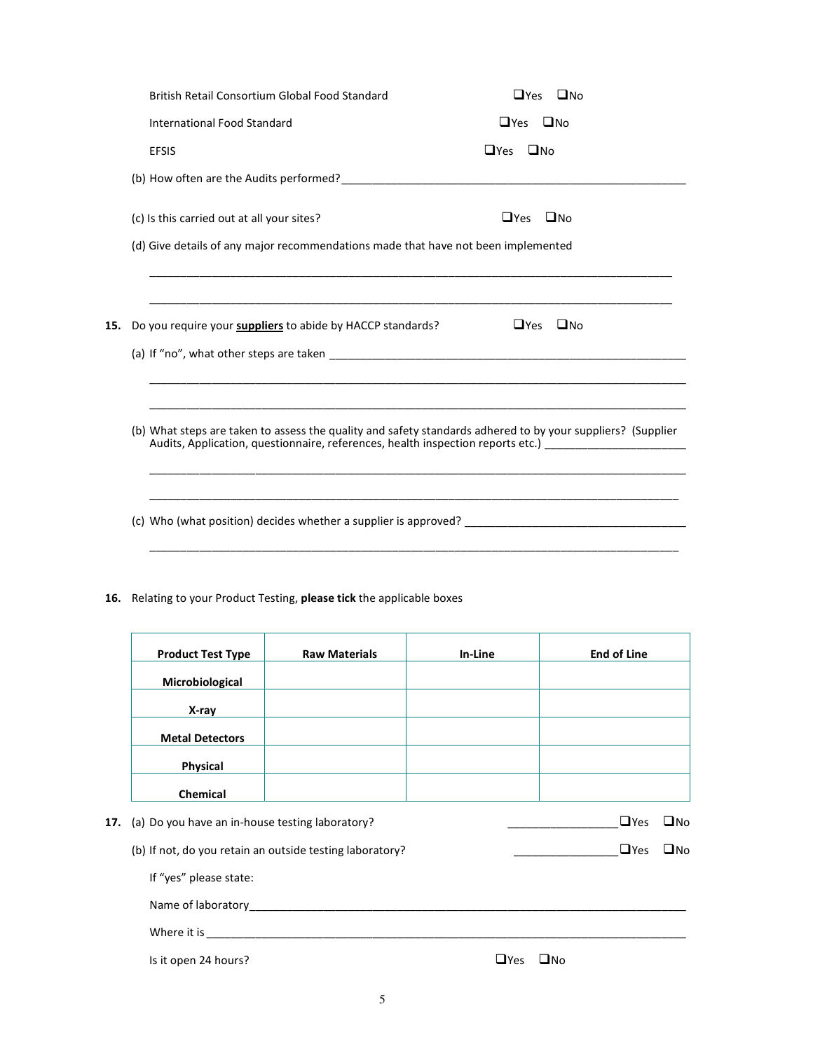British Retail Consortium Global Food Standard ❑Yes ❑No

International Food Standard ❑Yes ❑No

EFSIS ❑Yes ❑No

(b) How often are the Audits performed? ______________________________

(c) Is this carried out at all your sites? ❑Yes ❑No

(d) Give details of any major recommendations made that have not been implemented

______________________________

______________________________

**15.** Do you require your **suppliers** to abide by HACCP standards? ❑Yes ❑No

(a) If "no", what other steps are taken ______________________________

______________________________

______________________________

(b) What steps are taken to assess the quality and safety standards adhered to by your suppliers? (Supplier Audits, Application, questionnaire, references, health inspection reports etc.) ______________________________

______________________________

______________________________

(c) Who (what position) decides whether a supplier is approved? ______________________________

______________________________

**16.** Relating to your Product Testing, **please tick** the applicable boxes

| Product Test Type | Raw Materials | In-Line | End of Line |
|---|---|---|---|
| **Microbiological** | | | |
| **X-ray** | | | |
| **Metal Detectors** | | | |
| **Physical** | | | |
| **Chemical** | | | |

**17.** (a) Do you have an in-house testing laboratory? ______________ ❑Yes ❑No

(b) If not, do you retain an outside testing laboratory? ______________ ❑Yes ❑No

If "yes" please state:

Name of laboratory______________________________

Where it is ______________________________

Is it open 24 hours? ❑Yes ❑No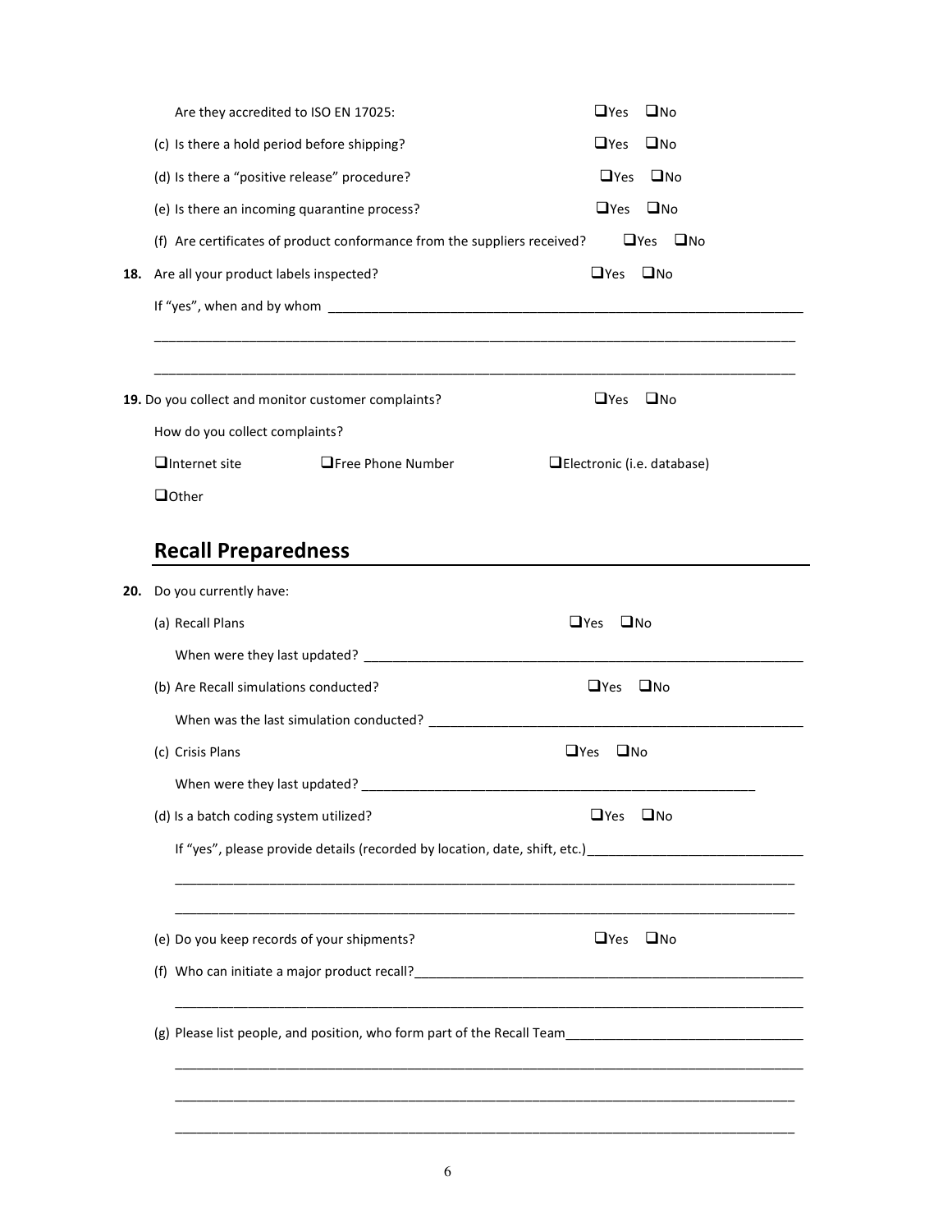Are they accredited to ISO EN 17025: ❑Yes ❑No

(c) Is there a hold period before shipping? ❑Yes ❑No

(d) Is there a "positive release" procedure? ❑Yes ❑No

(e) Is there an incoming quarantine process? ❑Yes ❑No

(f) Are certificates of product conformance from the suppliers received? ❑Yes ❑No

**18.** Are all your product labels inspected? ❑Yes ❑No

If "yes", when and by whom ____________________________________________________________

_____________________________________________________________________________________

_____________________________________________________________________________________

**19.** Do you collect and monitor customer complaints? ❑Yes ❑No

How do you collect complaints?

❑Internet site ❑Free Phone Number ❑Electronic (i.e. database)

❑Other

## Recall Preparedness

**20.** Do you currently have:

(a) Recall Plans ❑Yes ❑No

When were they last updated? ______________________________________________________

(b) Are Recall simulations conducted? ❑Yes ❑No

When was the last simulation conducted? ____________________________________________

(c) Crisis Plans ❑Yes ❑No

When were they last updated? ______________________________________________

(d) Is a batch coding system utilized? ❑Yes ❑No

If "yes", please provide details (recorded by location, date, shift, etc.)__________________________

_____________________________________________________________________________________

_____________________________________________________________________________________

(e) Do you keep records of your shipments? ❑Yes ❑No

(f) Who can initiate a major product recall?__________________________________________________

_____________________________________________________________________________________

(g) Please list people, and position, who form part of the Recall Team______________________________

_____________________________________________________________________________________

_____________________________________________________________________________________

_____________________________________________________________________________________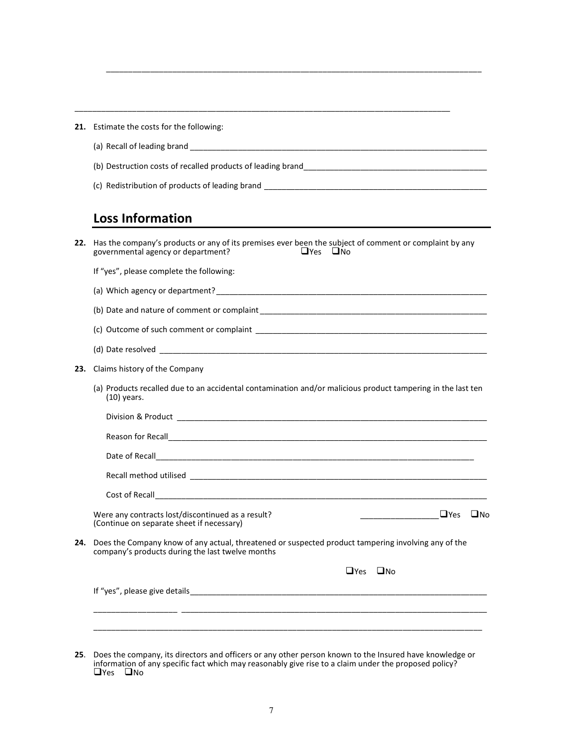\_\_\_\_\_\_\_\_\_\_\_\_\_\_\_\_\_\_\_\_\_\_\_\_\_\_\_\_\_\_\_\_\_\_\_\_\_\_\_\_\_\_\_\_\_\_\_\_\_\_\_\_\_\_\_\_\_\_\_\_\_\_\_\_\_\_\_\_\_\_\_\_\_\_\_\_

\_\_\_\_\_\_\_\_\_\_\_\_\_\_\_\_\_\_\_\_\_\_\_\_\_\_\_\_\_\_\_\_\_\_\_\_\_\_\_\_\_\_\_\_\_\_\_\_\_\_\_\_\_\_\_\_\_\_\_\_\_\_\_\_\_\_\_\_\_\_\_\_\_\_\_\_

**21.** Estimate the costs for the following:

(a) Recall of leading brand \_\_\_\_\_\_\_\_\_\_\_\_\_\_\_\_\_\_\_\_\_\_\_\_\_\_\_\_\_\_\_\_\_\_\_\_\_\_\_\_\_\_\_\_\_\_\_\_\_\_\_\_\_\_\_\_

(b) Destruction costs of recalled products of leading brand\_\_\_\_\_\_\_\_\_\_\_\_\_\_\_\_\_\_\_\_\_\_\_\_\_\_\_\_\_\_\_\_\_\_

(c) Redistribution of products of leading brand \_\_\_\_\_\_\_\_\_\_\_\_\_\_\_\_\_\_\_\_\_\_\_\_\_\_\_\_\_\_\_\_\_\_\_\_\_\_\_\_\_\_

## Loss Information

**22.** Has the company's products or any of its premises ever been the subject of comment or complaint by any governmental agency or department? ☐Yes ☐No

If "yes", please complete the following:

(a) Which agency or department?\_\_\_\_\_\_\_\_\_\_\_\_\_\_\_\_\_\_\_\_\_\_\_\_\_\_\_\_\_\_\_\_\_\_\_\_\_\_\_\_\_\_\_\_\_\_\_\_\_\_\_

(b) Date and nature of comment or complaint \_\_\_\_\_\_\_\_\_\_\_\_\_\_\_\_\_\_\_\_\_\_\_\_\_\_\_\_\_\_\_\_\_\_\_\_\_\_\_\_\_\_

(c) Outcome of such comment or complaint \_\_\_\_\_\_\_\_\_\_\_\_\_\_\_\_\_\_\_\_\_\_\_\_\_\_\_\_\_\_\_\_\_\_\_\_\_\_\_\_\_\_\_

(d) Date resolved \_\_\_\_\_\_\_\_\_\_\_\_\_\_\_\_\_\_\_\_\_\_\_\_\_\_\_\_\_\_\_\_\_\_\_\_\_\_\_\_\_\_\_\_\_\_\_\_\_\_\_\_\_\_\_\_\_\_\_\_\_\_

**23.** Claims history of the Company

(a) Products recalled due to an accidental contamination and/or malicious product tampering in the last ten (10) years.

Division & Product \_\_\_\_\_\_\_\_\_\_\_\_\_\_\_\_\_\_\_\_\_\_\_\_\_\_\_\_\_\_\_\_\_\_\_\_\_\_\_\_\_\_\_\_\_\_\_\_\_\_\_\_\_\_\_\_\_\_

Reason for Recall\_\_\_\_\_\_\_\_\_\_\_\_\_\_\_\_\_\_\_\_\_\_\_\_\_\_\_\_\_\_\_\_\_\_\_\_\_\_\_\_\_\_\_\_\_\_\_\_\_\_\_\_\_\_\_\_\_\_\_

Date of Recall\_\_\_\_\_\_\_\_\_\_\_\_\_\_\_\_\_\_\_\_\_\_\_\_\_\_\_\_\_\_\_\_\_\_\_\_\_\_\_\_\_\_\_\_\_\_\_\_\_\_\_\_\_\_\_\_\_\_\_\_

Recall method utilised \_\_\_\_\_\_\_\_\_\_\_\_\_\_\_\_\_\_\_\_\_\_\_\_\_\_\_\_\_\_\_\_\_\_\_\_\_\_\_\_\_\_\_\_\_\_\_\_\_\_\_\_\_\_

Cost of Recall\_\_\_\_\_\_\_\_\_\_\_\_\_\_\_\_\_\_\_\_\_\_\_\_\_\_\_\_\_\_\_\_\_\_\_\_\_\_\_\_\_\_\_\_\_\_\_\_\_\_\_\_\_\_\_\_\_\_\_\_\_

Were any contracts lost/discontinued as a result? \_\_\_\_\_\_\_\_\_\_\_\_\_\_\_\_\_ ☐Yes ☐No
(Continue on separate sheet if necessary)

**24.** Does the Company know of any actual, threatened or suspected product tampering involving any of the company's products during the last twelve months

☐Yes ☐No

If "yes", please give details\_\_\_\_\_\_\_\_\_\_\_\_\_\_\_\_\_\_\_\_\_\_\_\_\_\_\_\_\_\_\_\_\_\_\_\_\_\_\_\_\_\_\_\_\_\_\_\_\_\_\_\_\_\_\_

\_\_\_\_\_\_\_\_\_\_\_\_\_\_\_\_\_\_\_ \_\_\_\_\_\_\_\_\_\_\_\_\_\_\_\_\_\_\_\_\_\_\_\_\_\_\_\_\_\_\_\_\_\_\_\_\_\_\_\_\_\_\_\_\_\_\_\_\_\_\_\_\_\_\_\_\_\_\_\_

\_\_\_\_\_\_\_\_\_\_\_\_\_\_\_\_\_\_\_\_\_\_\_\_\_\_\_\_\_\_\_\_\_\_\_\_\_\_\_\_\_\_\_\_\_\_\_\_\_\_\_\_\_\_\_\_\_\_\_\_\_\_\_\_\_\_\_\_\_\_\_\_\_\_\_\_\_

**25**. Does the company, its directors and officers or any other person known to the Insured have knowledge or information of any specific fact which may reasonably give rise to a claim under the proposed policy?
☐Yes ☐No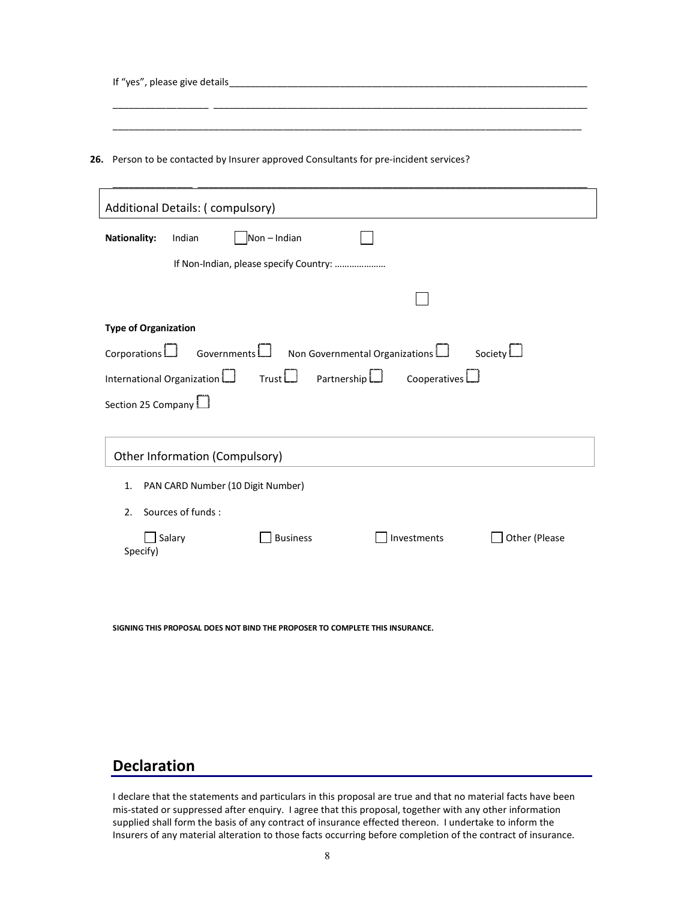If "yes", please give details_______________________________________________________________________

__________________ ______________________________________________________________________

_______________________________________________________________________________________

**26.** Person to be contacted by Insurer approved Consultants for pre-incident services?

______________ _____________________________________________________________________

Additional Details: ( compulsory)

**Nationality:** Indian ☐ Non – Indian ☐

If Non-Indian, please specify Country: …………………

☐

**Type of Organization**

Corporations ☐ Governments ☐ Non Governmental Organizations ☐ Society ☐

International Organization ☐ Trust ☐ Partnership ☐ Cooperatives ☐

Section 25 Company ☐

Other Information (Compulsory)

1. PAN CARD Number (10 Digit Number)
2. Sources of funds :

☐ Salary ☐ Business ☐ Investments ☐ Other (Please Specify)

**SIGNING THIS PROPOSAL DOES NOT BIND THE PROPOSER TO COMPLETE THIS INSURANCE.**

## Declaration

I declare that the statements and particulars in this proposal are true and that no material facts have been mis-stated or suppressed after enquiry. I agree that this proposal, together with any other information supplied shall form the basis of any contract of insurance effected thereon. I undertake to inform the Insurers of any material alteration to those facts occurring before completion of the contract of insurance.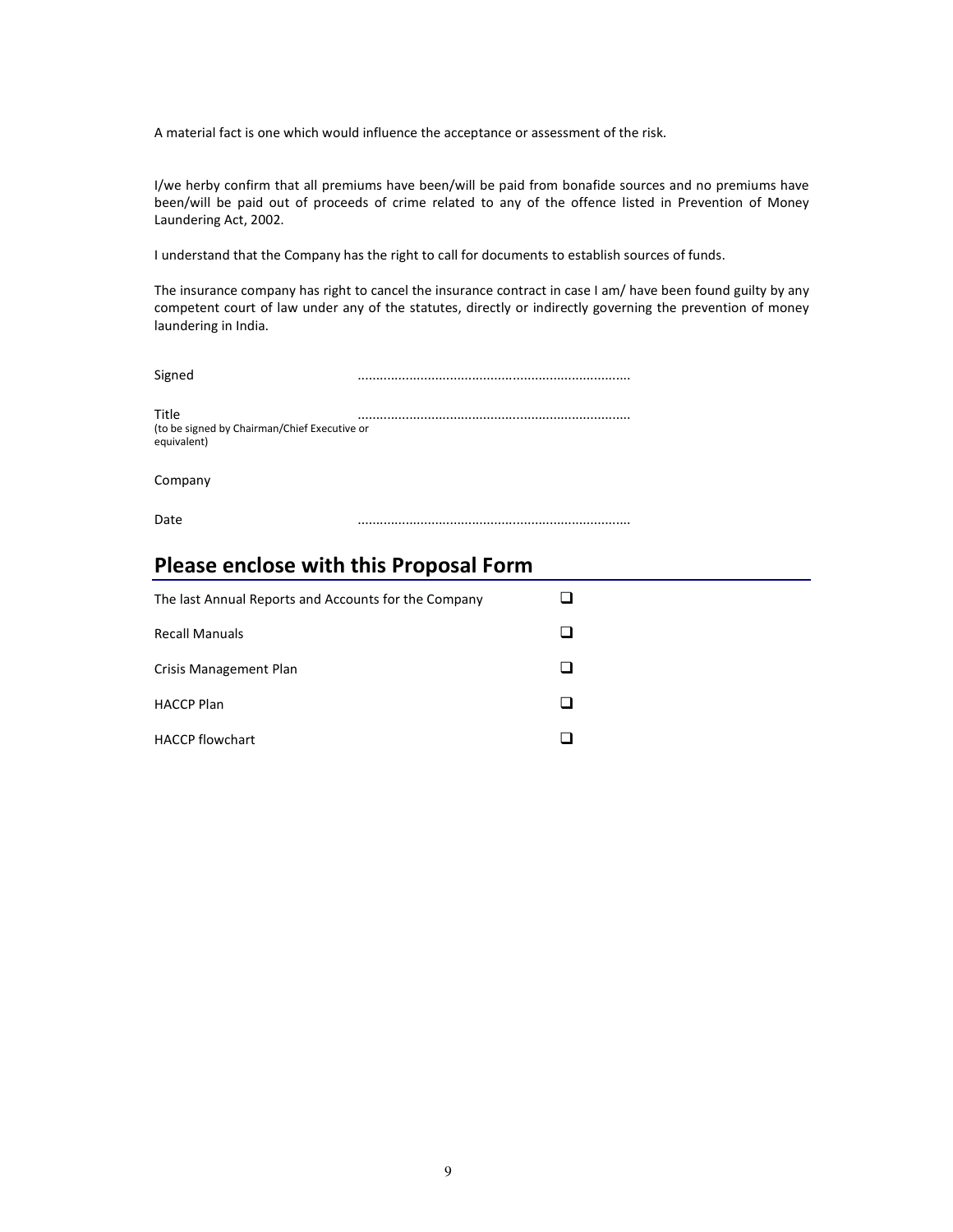A material fact is one which would influence the acceptance or assessment of the risk.

I/we herby confirm that all premiums have been/will be paid from bonafide sources and no premiums have been/will be paid out of proceeds of crime related to any of the offence listed in Prevention of Money Laundering Act, 2002.

I understand that the Company has the right to call for documents to establish sources of funds.

The insurance company has right to cancel the insurance contract in case I am/ have been found guilty by any competent court of law under any of the statutes, directly or indirectly governing the prevention of money laundering in India.

Signed ..........................................................................

Title ..........................................................................
(to be signed by Chairman/Chief Executive or equivalent)

Company

Date ..........................................................................

## Please enclose with this Proposal Form

| | |
|---|---|
| The last Annual Reports and Accounts for the Company | ☐ |
| Recall Manuals | ☐ |
| Crisis Management Plan | ☐ |
| HACCP Plan | ☐ |
| HACCP flowchart | ☐ |